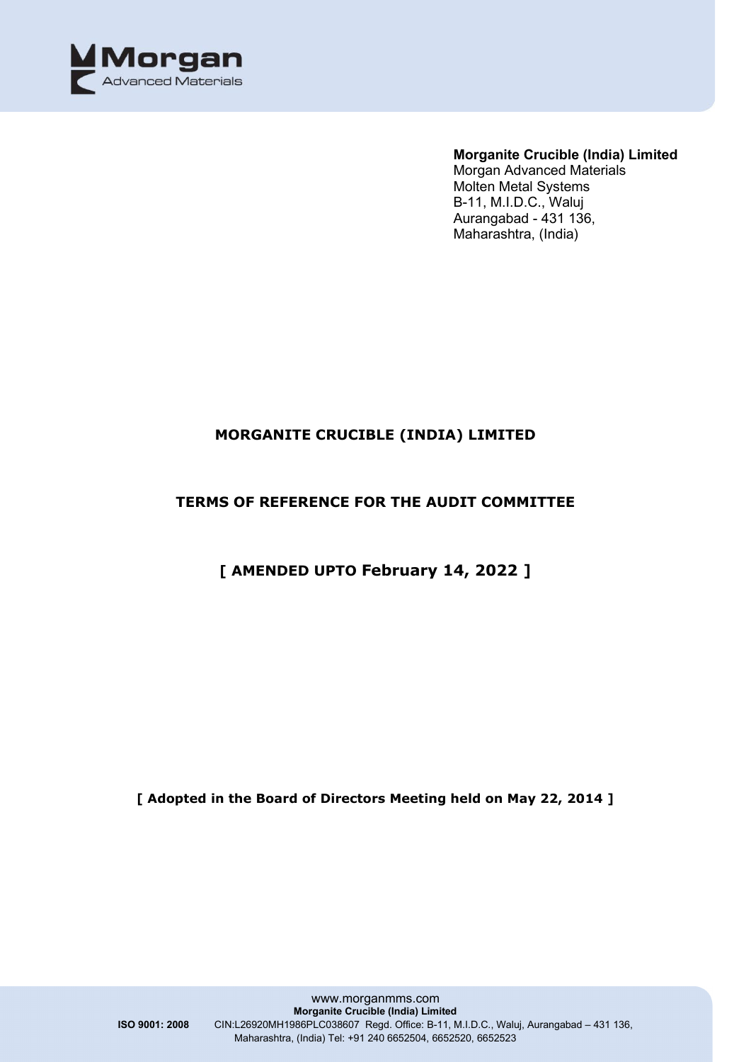**Morganite Crucible (India) Limited**
Morgan Advanced Materials
Molten Metal Systems
B-11, M.I.D.C., Waluj
Aurangabad - 431 136,
Maharashtra, (India)

# MORGANITE CRUCIBLE (INDIA) LIMITED

## TERMS OF REFERENCE FOR THE AUDIT COMMITTEE

## [ AMENDED UPTO February 14, 2022 ]

**[ Adopted in the Board of Directors Meeting held on May 22, 2014 ]**

www.morganmms.com
**Morganite Crucible (India) Limited**
**ISO 9001: 2008** CIN:L26920MH1986PLC038607 Regd. Office: B-11, M.I.D.C., Waluj, Aurangabad – 431 136, Maharashtra, (India) Tel: +91 240 6652504, 6652520, 6652523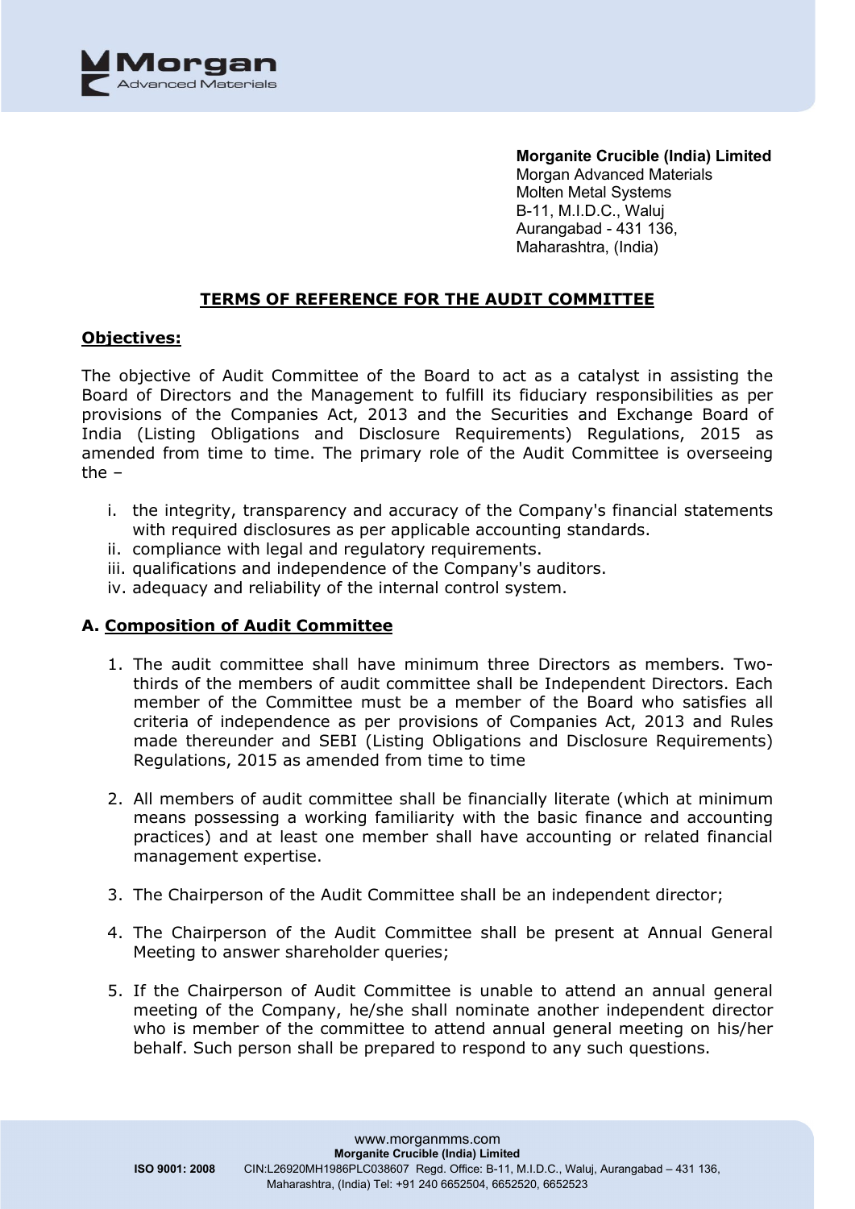**Morganite Crucible (India) Limited**
Morgan Advanced Materials
Molten Metal Systems
B-11, M.I.D.C., Waluj
Aurangabad - 431 136,
Maharashtra, (India)

## TERMS OF REFERENCE FOR THE AUDIT COMMITTEE

### Objectives:

The objective of Audit Committee of the Board to act as a catalyst in assisting the Board of Directors and the Management to fulfill its fiduciary responsibilities as per provisions of the Companies Act, 2013 and the Securities and Exchange Board of India (Listing Obligations and Disclosure Requirements) Regulations, 2015 as amended from time to time. The primary role of the Audit Committee is overseeing the –

i. the integrity, transparency and accuracy of the Company's financial statements with required disclosures as per applicable accounting standards.
ii. compliance with legal and regulatory requirements.
iii. qualifications and independence of the Company's auditors.
iv. adequacy and reliability of the internal control system.

### A. Composition of Audit Committee

1. The audit committee shall have minimum three Directors as members. Two-thirds of the members of audit committee shall be Independent Directors. Each member of the Committee must be a member of the Board who satisfies all criteria of independence as per provisions of Companies Act, 2013 and Rules made thereunder and SEBI (Listing Obligations and Disclosure Requirements) Regulations, 2015 as amended from time to time

2. All members of audit committee shall be financially literate (which at minimum means possessing a working familiarity with the basic finance and accounting practices) and at least one member shall have accounting or related financial management expertise.

3. The Chairperson of the Audit Committee shall be an independent director;

4. The Chairperson of the Audit Committee shall be present at Annual General Meeting to answer shareholder queries;

5. If the Chairperson of Audit Committee is unable to attend an annual general meeting of the Company, he/she shall nominate another independent director who is member of the committee to attend annual general meeting on his/her behalf. Such person shall be prepared to respond to any such questions.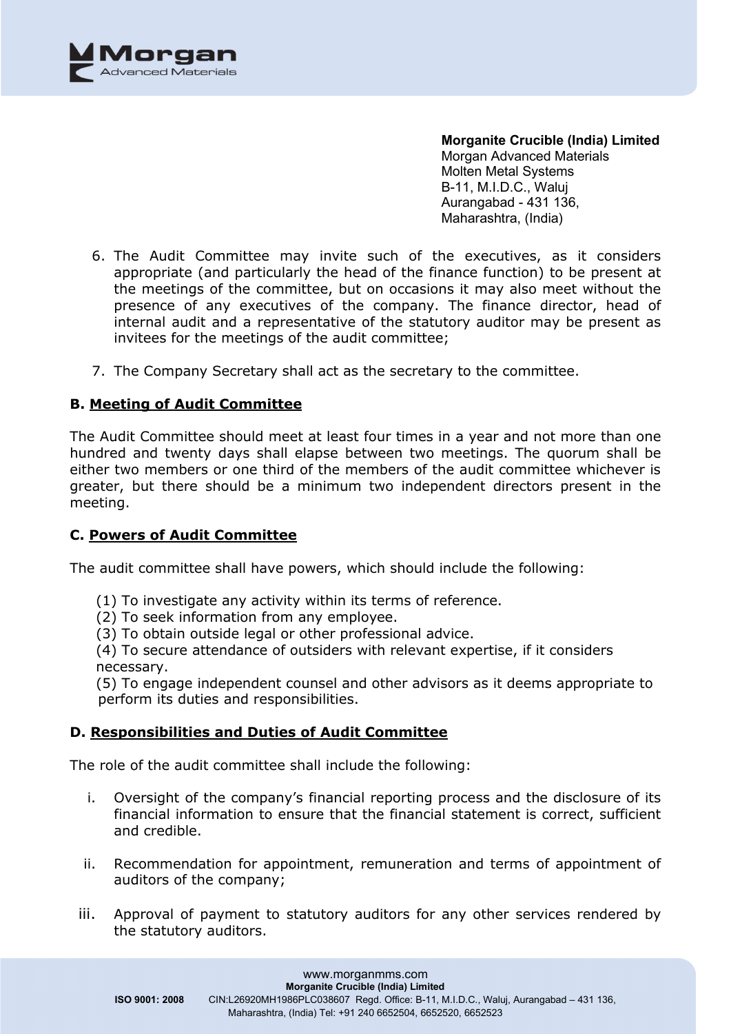**Morganite Crucible (India) Limited**
Morgan Advanced Materials
Molten Metal Systems
B-11, M.I.D.C., Waluj
Aurangabad - 431 136,
Maharashtra, (India)

6. The Audit Committee may invite such of the executives, as it considers appropriate (and particularly the head of the finance function) to be present at the meetings of the committee, but on occasions it may also meet without the presence of any executives of the company. The finance director, head of internal audit and a representative of the statutory auditor may be present as invitees for the meetings of the audit committee;

7. The Company Secretary shall act as the secretary to the committee.

### B. Meeting of Audit Committee

The Audit Committee should meet at least four times in a year and not more than one hundred and twenty days shall elapse between two meetings. The quorum shall be either two members or one third of the members of the audit committee whichever is greater, but there should be a minimum two independent directors present in the meeting.

### C. Powers of Audit Committee

The audit committee shall have powers, which should include the following:

(1) To investigate any activity within its terms of reference.
(2) To seek information from any employee.
(3) To obtain outside legal or other professional advice.
(4) To secure attendance of outsiders with relevant expertise, if it considers necessary.
(5) To engage independent counsel and other advisors as it deems appropriate to perform its duties and responsibilities.

### D. Responsibilities and Duties of Audit Committee

The role of the audit committee shall include the following:

i. Oversight of the company's financial reporting process and the disclosure of its financial information to ensure that the financial statement is correct, sufficient and credible.

ii. Recommendation for appointment, remuneration and terms of appointment of auditors of the company;

iii. Approval of payment to statutory auditors for any other services rendered by the statutory auditors.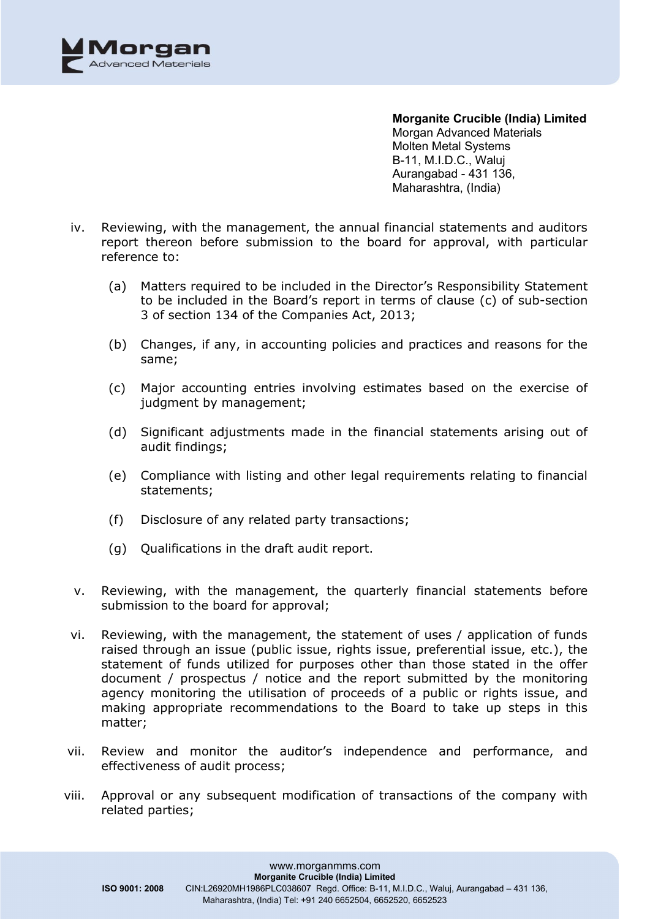iv. Reviewing, with the management, the annual financial statements and auditors report thereon before submission to the board for approval, with particular reference to:

   (a) Matters required to be included in the Director's Responsibility Statement to be included in the Board's report in terms of clause (c) of sub-section 3 of section 134 of the Companies Act, 2013;

   (b) Changes, if any, in accounting policies and practices and reasons for the same;

   (c) Major accounting entries involving estimates based on the exercise of judgment by management;

   (d) Significant adjustments made in the financial statements arising out of audit findings;

   (e) Compliance with listing and other legal requirements relating to financial statements;

   (f) Disclosure of any related party transactions;

   (g) Qualifications in the draft audit report.

v. Reviewing, with the management, the quarterly financial statements before submission to the board for approval;

vi. Reviewing, with the management, the statement of uses / application of funds raised through an issue (public issue, rights issue, preferential issue, etc.), the statement of funds utilized for purposes other than those stated in the offer document / prospectus / notice and the report submitted by the monitoring agency monitoring the utilisation of proceeds of a public or rights issue, and making appropriate recommendations to the Board to take up steps in this matter;

vii. Review and monitor the auditor's independence and performance, and effectiveness of audit process;

viii. Approval or any subsequent modification of transactions of the company with related parties;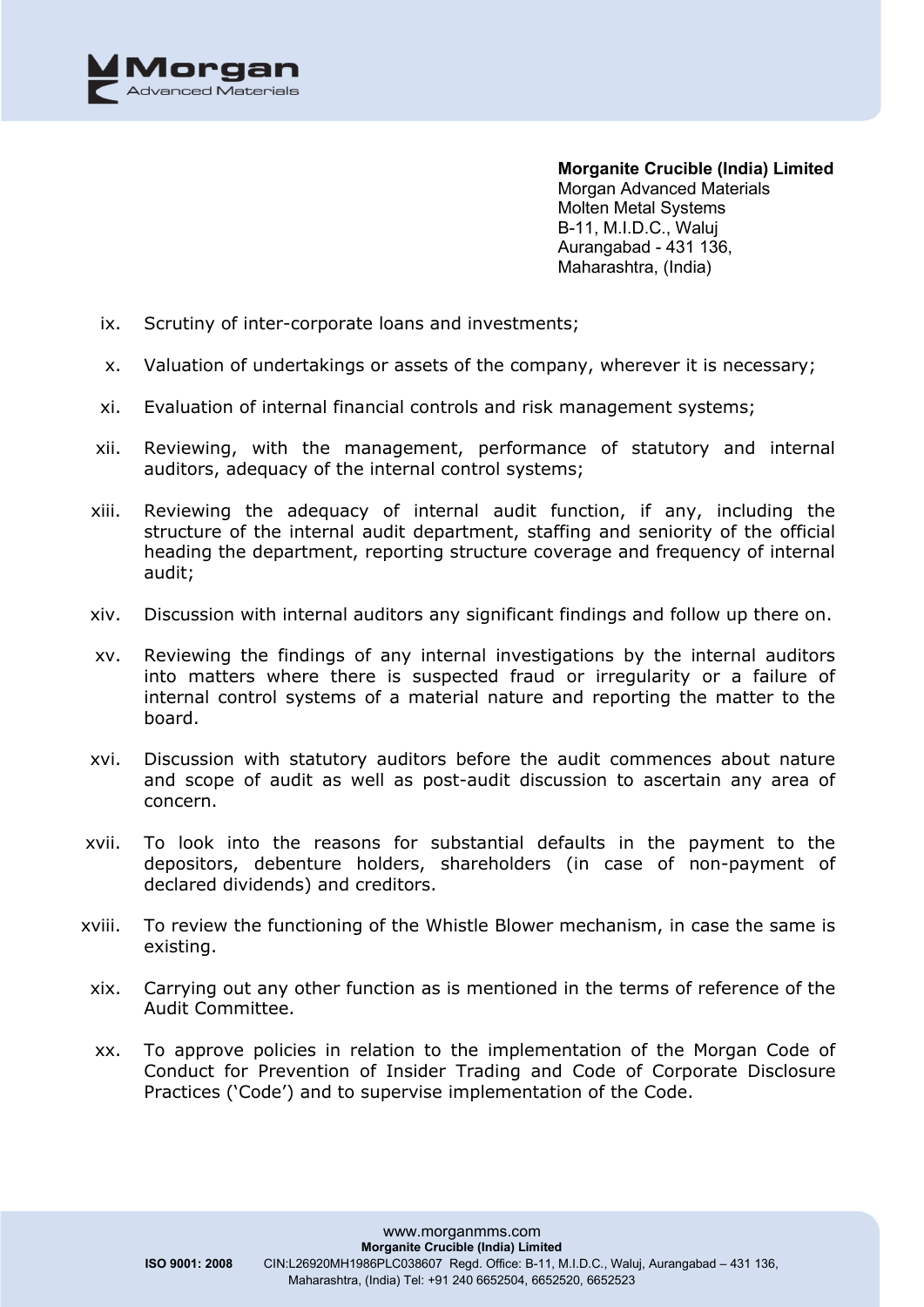**Morganite Crucible (India) Limited**
Morgan Advanced Materials
Molten Metal Systems
B-11, M.I.D.C., Waluj
Aurangabad - 431 136,
Maharashtra, (India)

ix. Scrutiny of inter-corporate loans and investments;

x. Valuation of undertakings or assets of the company, wherever it is necessary;

xi. Evaluation of internal financial controls and risk management systems;

xii. Reviewing, with the management, performance of statutory and internal auditors, adequacy of the internal control systems;

xiii. Reviewing the adequacy of internal audit function, if any, including the structure of the internal audit department, staffing and seniority of the official heading the department, reporting structure coverage and frequency of internal audit;

xiv. Discussion with internal auditors any significant findings and follow up there on.

xv. Reviewing the findings of any internal investigations by the internal auditors into matters where there is suspected fraud or irregularity or a failure of internal control systems of a material nature and reporting the matter to the board.

xvi. Discussion with statutory auditors before the audit commences about nature and scope of audit as well as post-audit discussion to ascertain any area of concern.

xvii. To look into the reasons for substantial defaults in the payment to the depositors, debenture holders, shareholders (in case of non-payment of declared dividends) and creditors.

xviii. To review the functioning of the Whistle Blower mechanism, in case the same is existing.

xix. Carrying out any other function as is mentioned in the terms of reference of the Audit Committee.

xx. To approve policies in relation to the implementation of the Morgan Code of Conduct for Prevention of Insider Trading and Code of Corporate Disclosure Practices ('Code') and to supervise implementation of the Code.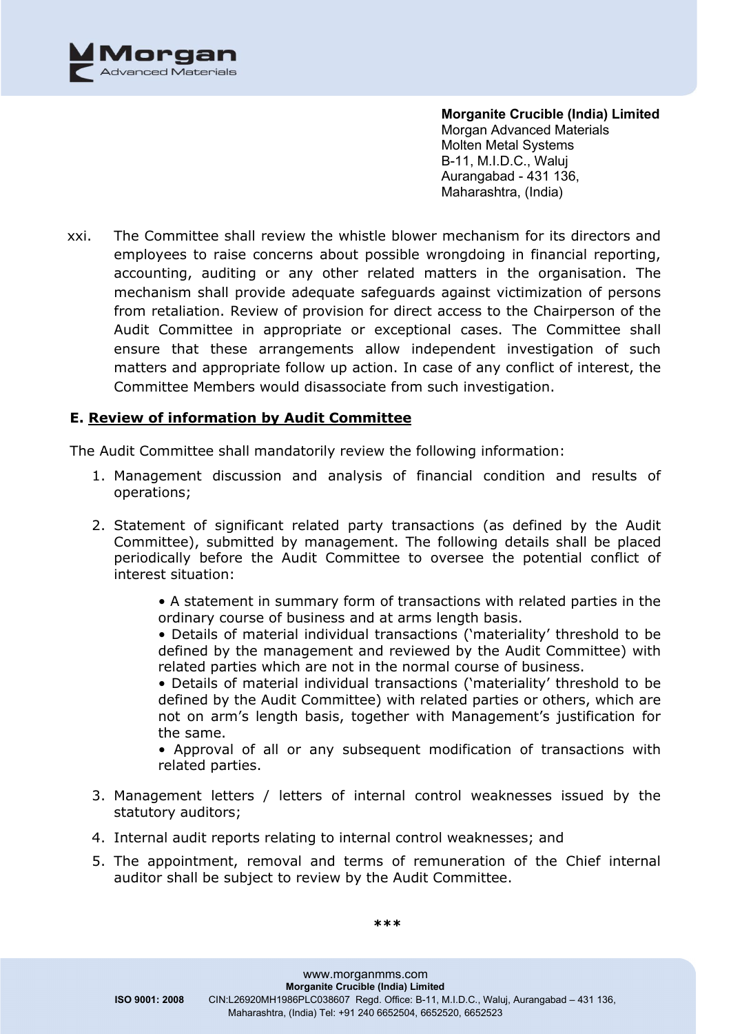xxi. The Committee shall review the whistle blower mechanism for its directors and employees to raise concerns about possible wrongdoing in financial reporting, accounting, auditing or any other related matters in the organisation. The mechanism shall provide adequate safeguards against victimization of persons from retaliation. Review of provision for direct access to the Chairperson of the Audit Committee in appropriate or exceptional cases. The Committee shall ensure that these arrangements allow independent investigation of such matters and appropriate follow up action. In case of any conflict of interest, the Committee Members would disassociate from such investigation.

**E. Review of information by Audit Committee**

The Audit Committee shall mandatorily review the following information:

1. Management discussion and analysis of financial condition and results of operations;

2. Statement of significant related party transactions (as defined by the Audit Committee), submitted by management. The following details shall be placed periodically before the Audit Committee to oversee the potential conflict of interest situation:

    • A statement in summary form of transactions with related parties in the ordinary course of business and at arms length basis.
    • Details of material individual transactions ('materiality' threshold to be defined by the management and reviewed by the Audit Committee) with related parties which are not in the normal course of business.
    • Details of material individual transactions ('materiality' threshold to be defined by the Audit Committee) with related parties or others, which are not on arm's length basis, together with Management's justification for the same.
    • Approval of all or any subsequent modification of transactions with related parties.

3. Management letters / letters of internal control weaknesses issued by the statutory auditors;

4. Internal audit reports relating to internal control weaknesses; and

5. The appointment, removal and terms of remuneration of the Chief internal auditor shall be subject to review by the Audit Committee.

***